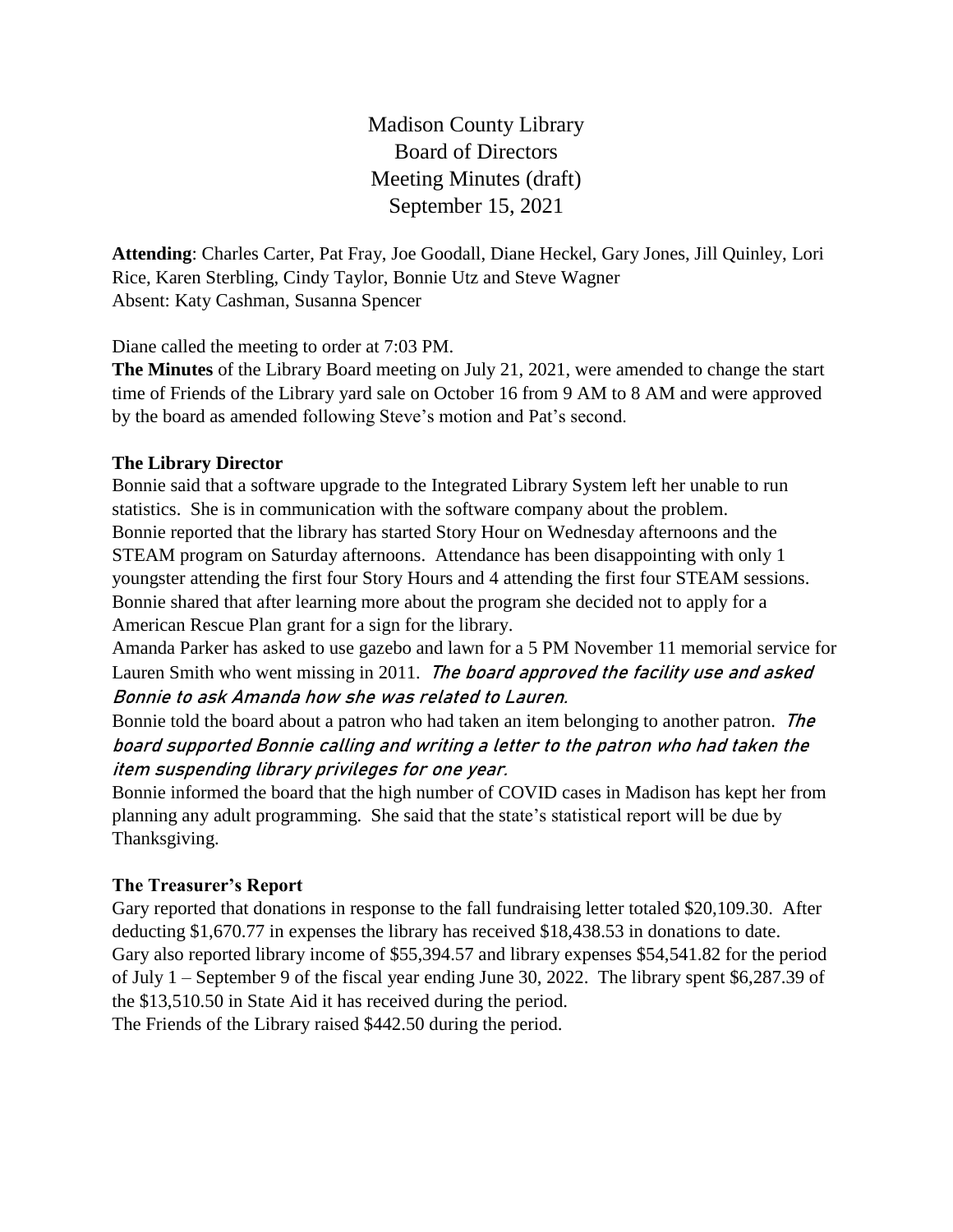# Madison County Library
## Board of Directors
## Meeting Minutes (draft)
## September 15, 2021

**Attending**: Charles Carter, Pat Fray, Joe Goodall, Diane Heckel, Gary Jones, Jill Quinley, Lori Rice, Karen Sterbling, Cindy Taylor, Bonnie Utz and Steve Wagner
Absent: Katy Cashman, Susanna Spencer

Diane called the meeting to order at 7:03 PM.

**The Minutes** of the Library Board meeting on July 21, 2021, were amended to change the start time of Friends of the Library yard sale on October 16 from 9 AM to 8 AM and were approved by the board as amended following Steve's motion and Pat's second.

### The Library Director

Bonnie said that a software upgrade to the Integrated Library System left her unable to run statistics. She is in communication with the software company about the problem.

Bonnie reported that the library has started Story Hour on Wednesday afternoons and the STEAM program on Saturday afternoons. Attendance has been disappointing with only 1 youngster attending the first four Story Hours and 4 attending the first four STEAM sessions.

Bonnie shared that after learning more about the program she decided not to apply for a American Rescue Plan grant for a sign for the library.

Amanda Parker has asked to use gazebo and lawn for a 5 PM November 11 memorial service for Lauren Smith who went missing in 2011. *The board approved the facility use and asked Bonnie to ask Amanda how she was related to Lauren.*

Bonnie told the board about a patron who had taken an item belonging to another patron. *The board supported Bonnie calling and writing a letter to the patron who had taken the item suspending library privileges for one year.*

Bonnie informed the board that the high number of COVID cases in Madison has kept her from planning any adult programming. She said that the state's statistical report will be due by Thanksgiving.

### The Treasurer's Report

Gary reported that donations in response to the fall fundraising letter totaled $20,109.30. After deducting $1,670.77 in expenses the library has received $18,438.53 in donations to date.

Gary also reported library income of $55,394.57 and library expenses $54,541.82 for the period of July 1 – September 9 of the fiscal year ending June 30, 2022. The library spent $6,287.39 of the $13,510.50 in State Aid it has received during the period.

The Friends of the Library raised $442.50 during the period.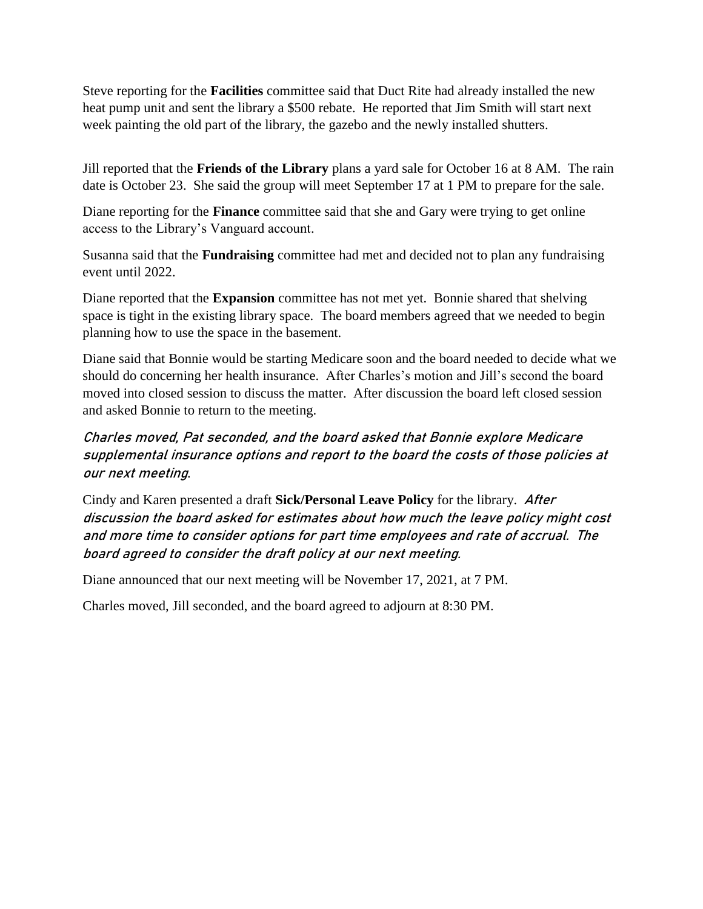Steve reporting for the **Facilities** committee said that Duct Rite had already installed the new heat pump unit and sent the library a $500 rebate. He reported that Jim Smith will start next week painting the old part of the library, the gazebo and the newly installed shutters.

Jill reported that the **Friends of the Library** plans a yard sale for October 16 at 8 AM. The rain date is October 23. She said the group will meet September 17 at 1 PM to prepare for the sale.

Diane reporting for the **Finance** committee said that she and Gary were trying to get online access to the Library's Vanguard account.

Susanna said that the **Fundraising** committee had met and decided not to plan any fundraising event until 2022.

Diane reported that the **Expansion** committee has not met yet. Bonnie shared that shelving space is tight in the existing library space. The board members agreed that we needed to begin planning how to use the space in the basement.

Diane said that Bonnie would be starting Medicare soon and the board needed to decide what we should do concerning her health insurance. After Charles's motion and Jill's second the board moved into closed session to discuss the matter. After discussion the board left closed session and asked Bonnie to return to the meeting.

*Charles moved, Pat seconded, and the board asked that Bonnie explore Medicare supplemental insurance options and report to the board the costs of those policies at our next meeting.*

Cindy and Karen presented a draft **Sick/Personal Leave Policy** for the library. *After discussion the board asked for estimates about how much the leave policy might cost and more time to consider options for part time employees and rate of accrual. The board agreed to consider the draft policy at our next meeting.*

Diane announced that our next meeting will be November 17, 2021, at 7 PM.

Charles moved, Jill seconded, and the board agreed to adjourn at 8:30 PM.